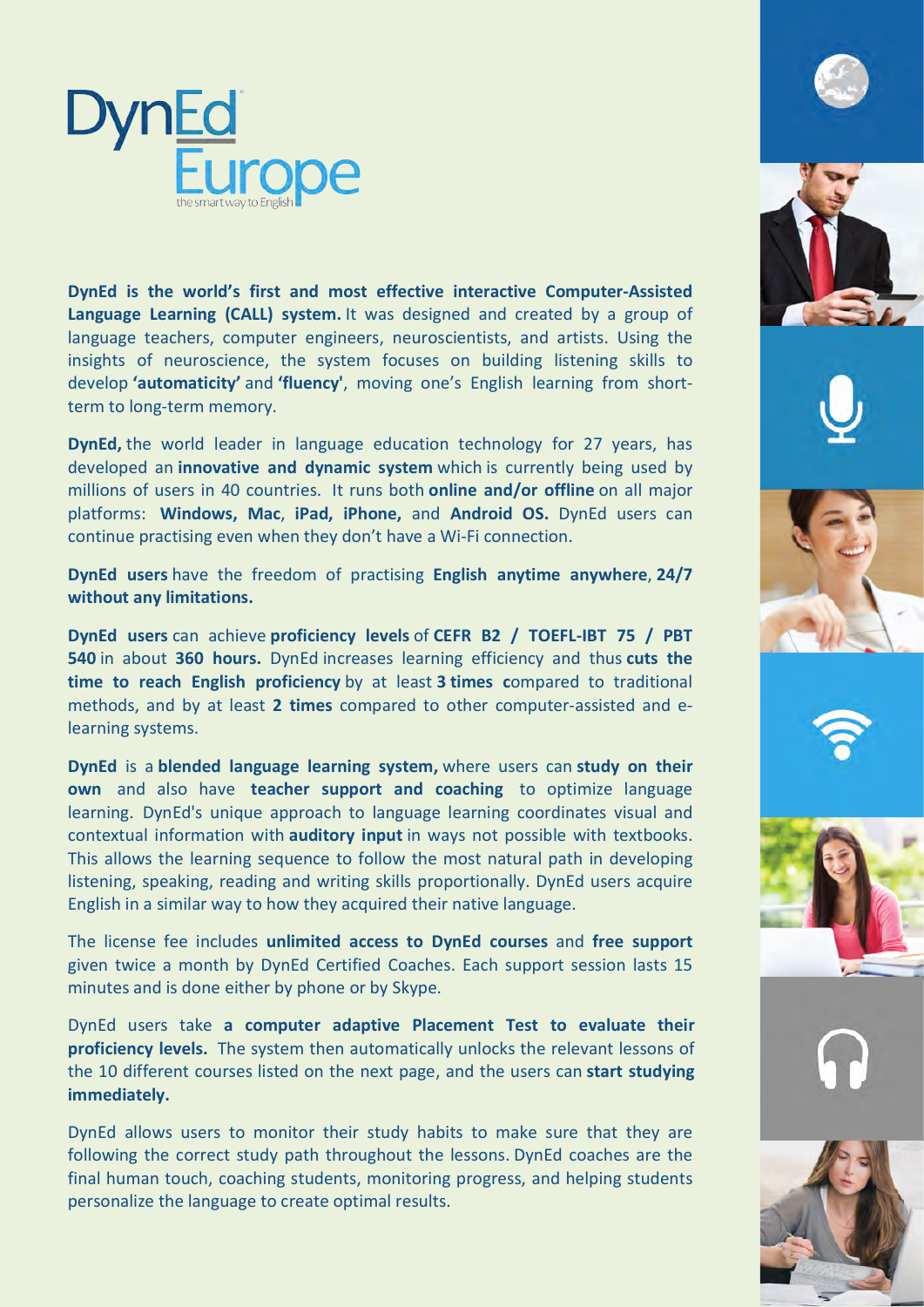# DynEd Europe

the smart way to English

**DynEd is the world's first and most effective interactive Computer-Assisted Language Learning (CALL) system.** It was designed and created by a group of language teachers, computer engineers, neuroscientists, and artists. Using the insights of neuroscience, the system focuses on building listening skills to develop **'automaticity'** and **'fluency'**, moving one's English learning from short-term to long-term memory.

**DynEd,** the world leader in language education technology for 27 years, has developed an **innovative and dynamic system** which is currently being used by millions of users in 40 countries. It runs both **online and/or offline** on all major platforms: **Windows, Mac**, **iPad, iPhone,** and **Android OS.** DynEd users can continue practising even when they don't have a Wi-Fi connection.

**DynEd users** have the freedom of practising **English anytime anywhere**, **24/7 without any limitations.**

**DynEd users** can achieve **proficiency levels** of **CEFR B2 / TOEFL-IBT 75 / PBT 540** in about **360 hours.** DynEd increases learning efficiency and thus **cuts the time to reach English proficiency** by at least **3 times c**ompared to traditional methods, and by at least **2 times** compared to other computer-assisted and e-learning systems.

**DynEd** is a **blended language learning system,** where users can **study on their own** and also have **teacher support and coaching** to optimize language learning. DynEd's unique approach to language learning coordinates visual and contextual information with **auditory input** in ways not possible with textbooks. This allows the learning sequence to follow the most natural path in developing listening, speaking, reading and writing skills proportionally. DynEd users acquire English in a similar way to how they acquired their native language.

The license fee includes **unlimited access to DynEd courses** and **free support** given twice a month by DynEd Certified Coaches. Each support session lasts 15 minutes and is done either by phone or by Skype.

DynEd users take **a computer adaptive Placement Test to evaluate their proficiency levels.** The system then automatically unlocks the relevant lessons of the 10 different courses listed on the next page, and the users can **start studying immediately.**

DynEd allows users to monitor their study habits to make sure that they are following the correct study path throughout the lessons. DynEd coaches are the final human touch, coaching students, monitoring progress, and helping students personalize the language to create optimal results.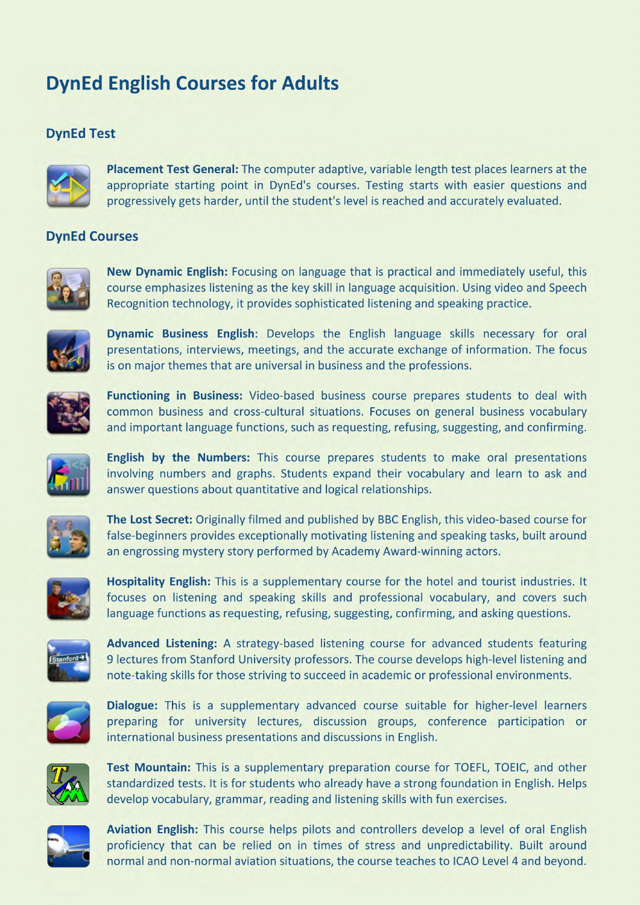# DynEd English Courses for Adults

## DynEd Test

**Placement Test General:** The computer adaptive, variable length test places learners at the appropriate starting point in DynEd's courses. Testing starts with easier questions and progressively gets harder, until the student's level is reached and accurately evaluated.

## DynEd Courses

**New Dynamic English:** Focusing on language that is practical and immediately useful, this course emphasizes listening as the key skill in language acquisition. Using video and Speech Recognition technology, it provides sophisticated listening and speaking practice.

**Dynamic Business English**: Develops the English language skills necessary for oral presentations, interviews, meetings, and the accurate exchange of information. The focus is on major themes that are universal in business and the professions.

**Functioning in Business:** Video-based business course prepares students to deal with common business and cross-cultural situations. Focuses on general business vocabulary and important language functions, such as requesting, refusing, suggesting, and confirming.

**English by the Numbers:** This course prepares students to make oral presentations involving numbers and graphs. Students expand their vocabulary and learn to ask and answer questions about quantitative and logical relationships.

**The Lost Secret:** Originally filmed and published by BBC English, this video-based course for false-beginners provides exceptionally motivating listening and speaking tasks, built around an engrossing mystery story performed by Academy Award-winning actors.

**Hospitality English:** This is a supplementary course for the hotel and tourist industries. It focuses on listening and speaking skills and professional vocabulary, and covers such language functions as requesting, refusing, suggesting, confirming, and asking questions.

**Advanced Listening:** A strategy-based listening course for advanced students featuring 9 lectures from Stanford University professors. The course develops high-level listening and note-taking skills for those striving to succeed in academic or professional environments.

**Dialogue:** This is a supplementary advanced course suitable for higher-level learners preparing for university lectures, discussion groups, conference participation or international business presentations and discussions in English.

**Test Mountain:** This is a supplementary preparation course for TOEFL, TOEIC, and other standardized tests. It is for students who already have a strong foundation in English. Helps develop vocabulary, grammar, reading and listening skills with fun exercises.

**Aviation English:** This course helps pilots and controllers develop a level of oral English proficiency that can be relied on in times of stress and unpredictability. Built around normal and non-normal aviation situations, the course teaches to ICAO Level 4 and beyond.